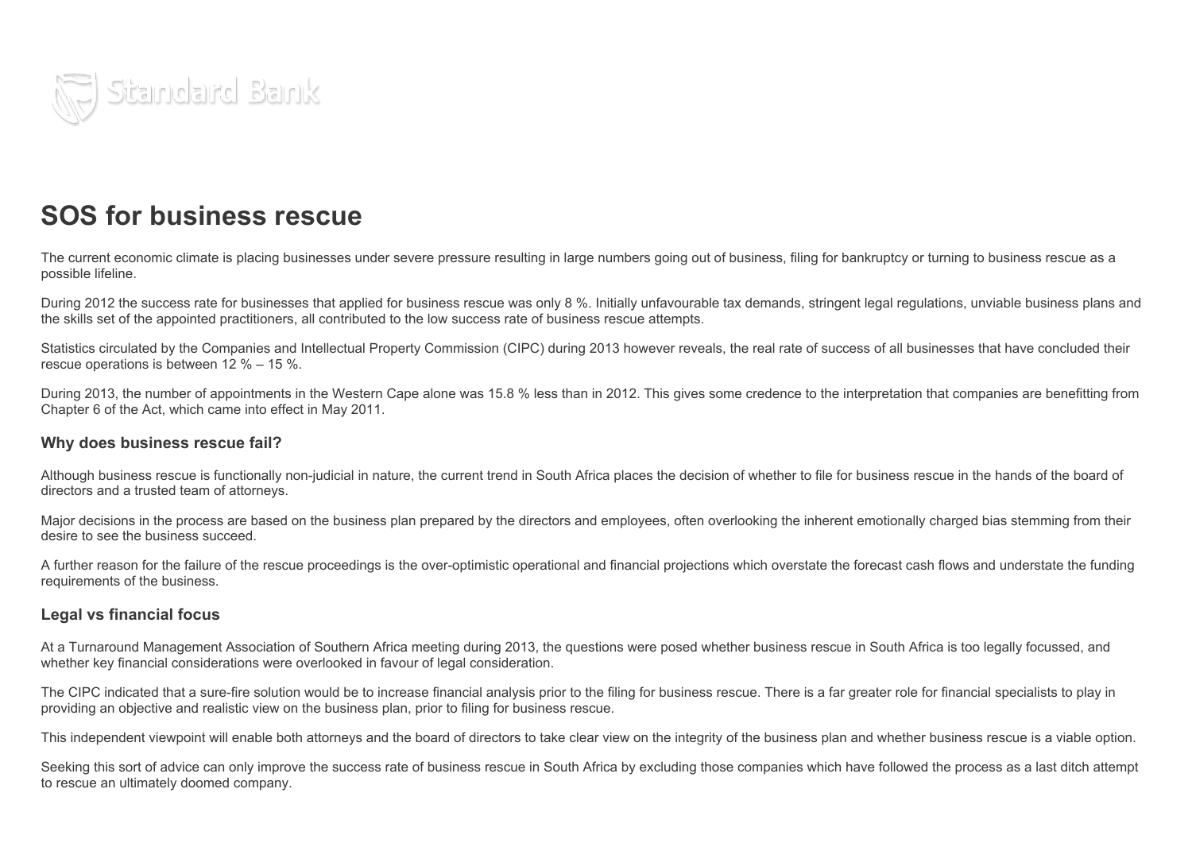# SOS for business rescue

The current economic climate is placing businesses under severe pressure resulting in large numbers going out of business, filing for bankruptcy or turning to business rescue as a possible lifeline.

During 2012 the success rate for businesses that applied for business rescue was only 8 %. Initially unfavourable tax demands, stringent legal regulations, unviable business plans and the skills set of the appointed practitioners, all contributed to the low success rate of business rescue attempts.

Statistics circulated by the Companies and Intellectual Property Commission (CIPC) during 2013 however reveals, the real rate of success of all businesses that have concluded their rescue operations is between 12 % – 15 %.

During 2013, the number of appointments in the Western Cape alone was 15.8 % less than in 2012. This gives some credence to the interpretation that companies are benefitting from Chapter 6 of the Act, which came into effect in May 2011.

## Why does business rescue fail?

Although business rescue is functionally non-judicial in nature, the current trend in South Africa places the decision of whether to file for business rescue in the hands of the board of directors and a trusted team of attorneys.

Major decisions in the process are based on the business plan prepared by the directors and employees, often overlooking the inherent emotionally charged bias stemming from their desire to see the business succeed.

A further reason for the failure of the rescue proceedings is the over-optimistic operational and financial projections which overstate the forecast cash flows and understate the funding requirements of the business.

## Legal vs financial focus

At a Turnaround Management Association of Southern Africa meeting during 2013, the questions were posed whether business rescue in South Africa is too legally focussed, and whether key financial considerations were overlooked in favour of legal consideration.

The CIPC indicated that a sure-fire solution would be to increase financial analysis prior to the filing for business rescue. There is a far greater role for financial specialists to play in providing an objective and realistic view on the business plan, prior to filing for business rescue.

This independent viewpoint will enable both attorneys and the board of directors to take clear view on the integrity of the business plan and whether business rescue is a viable option.

Seeking this sort of advice can only improve the success rate of business rescue in South Africa by excluding those companies which have followed the process as a last ditch attempt to rescue an ultimately doomed company.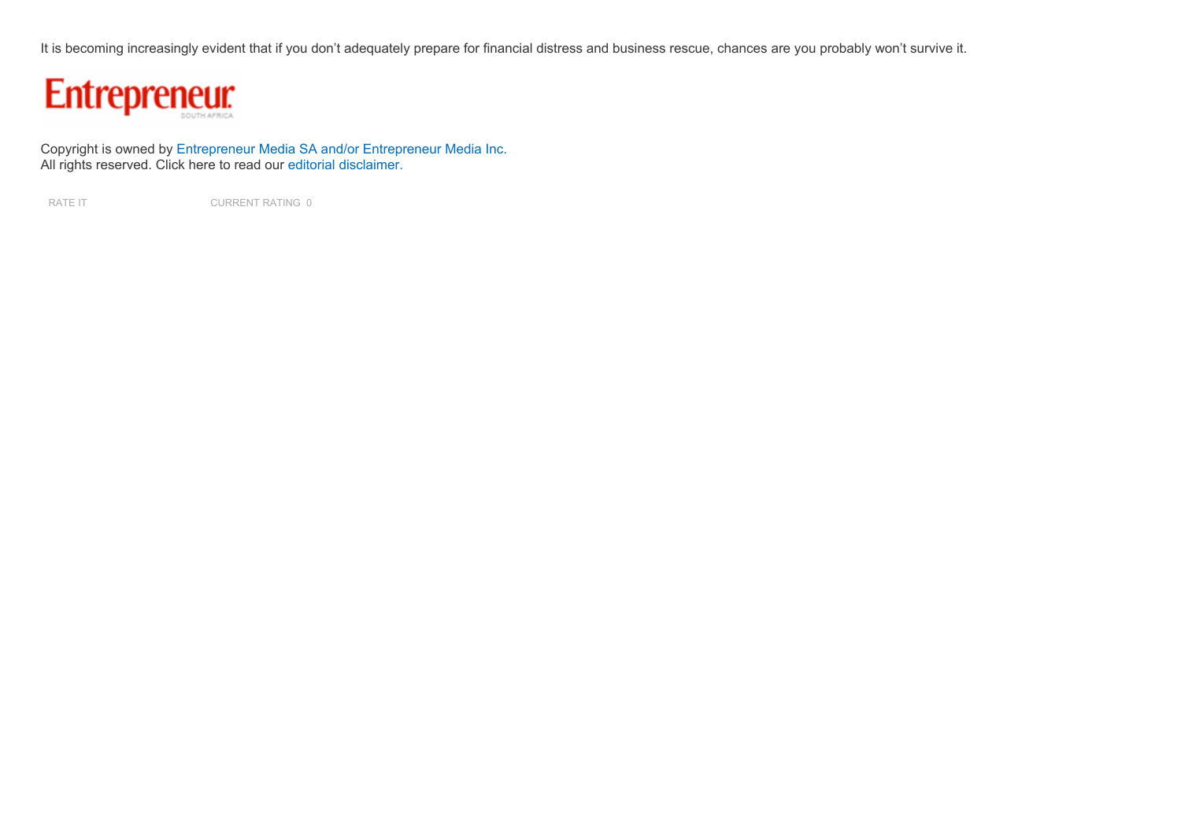It is becoming increasingly evident that if you don't adequately prepare for financial distress and business rescue, chances are you probably won't survive it.

Copyright is owned by Entrepreneur Media SA and/or Entrepreneur Media Inc.
All rights reserved. Click here to read our editorial disclaimer.

RATE IT CURRENT RATING 0